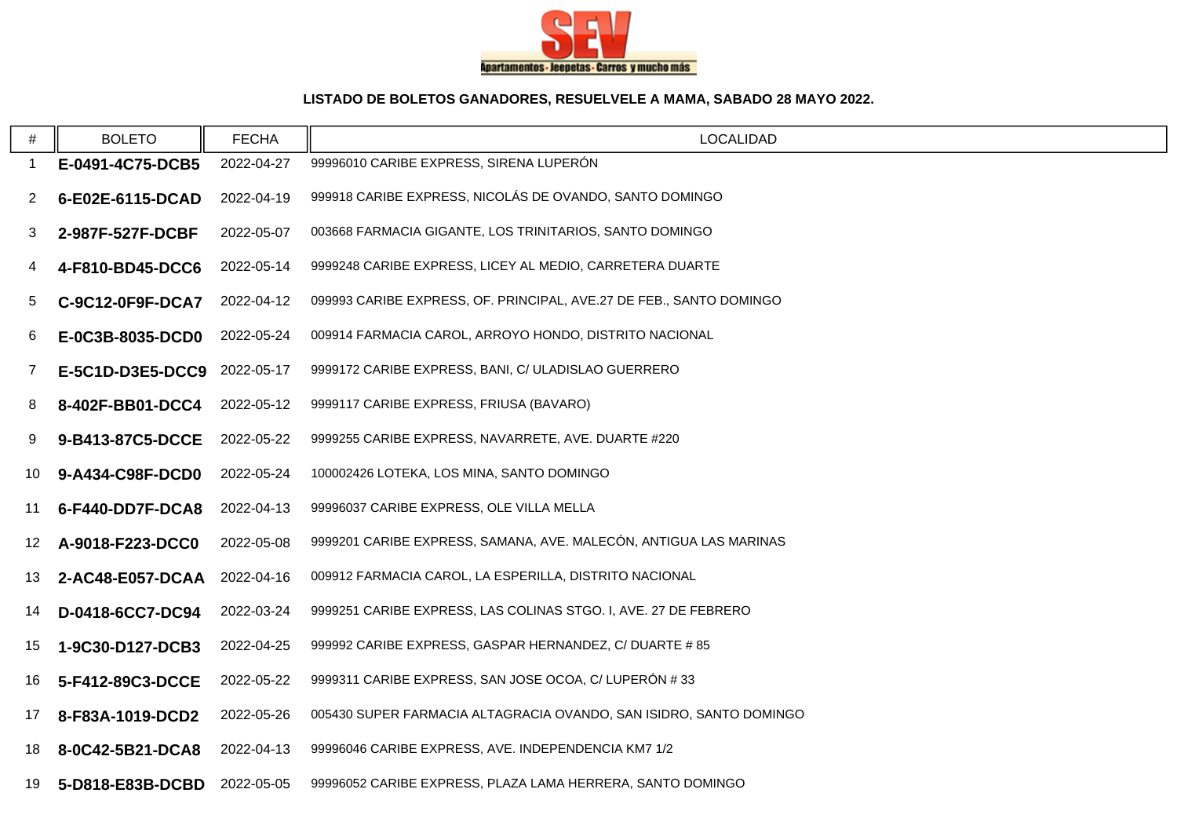**LISTADO DE BOLETOS GANADORES, RESUELVELE A MAMA, SABADO 28 MAYO 2022.**

| # | BOLETO | FECHA | LOCALIDAD |
|---|---|---|---|
| 1 | **E-0491-4C75-DCB5** | 2022-04-27 | 99996010 CARIBE EXPRESS, SIRENA LUPERÓN |
| 2 | **6-E02E-6115-DCAD** | 2022-04-19 | 999918 CARIBE EXPRESS, NICOLÁS DE OVANDO, SANTO DOMINGO |
| 3 | **2-987F-527F-DCBF** | 2022-05-07 | 003668 FARMACIA GIGANTE, LOS TRINITARIOS, SANTO DOMINGO |
| 4 | **4-F810-BD45-DCC6** | 2022-05-14 | 9999248 CARIBE EXPRESS, LICEY AL MEDIO, CARRETERA DUARTE |
| 5 | **C-9C12-0F9F-DCA7** | 2022-04-12 | 099993 CARIBE EXPRESS, OF. PRINCIPAL, AVE.27 DE FEB., SANTO DOMINGO |
| 6 | **E-0C3B-8035-DCD0** | 2022-05-24 | 009914 FARMACIA CAROL, ARROYO HONDO, DISTRITO NACIONAL |
| 7 | **E-5C1D-D3E5-DCC9** | 2022-05-17 | 9999172 CARIBE EXPRESS, BANI, C/ ULADISLAO GUERRERO |
| 8 | **8-402F-BB01-DCC4** | 2022-05-12 | 9999117 CARIBE EXPRESS, FRIUSA (BAVARO) |
| 9 | **9-B413-87C5-DCCE** | 2022-05-22 | 9999255 CARIBE EXPRESS, NAVARRETE, AVE. DUARTE #220 |
| 10 | **9-A434-C98F-DCD0** | 2022-05-24 | 100002426 LOTEKA, LOS MINA, SANTO DOMINGO |
| 11 | **6-F440-DD7F-DCA8** | 2022-04-13 | 99996037 CARIBE EXPRESS, OLE VILLA MELLA |
| 12 | **A-9018-F223-DCC0** | 2022-05-08 | 9999201 CARIBE EXPRESS, SAMANA, AVE. MALECÓN, ANTIGUA LAS MARINAS |
| 13 | **2-AC48-E057-DCAA** | 2022-04-16 | 009912 FARMACIA CAROL, LA ESPERILLA, DISTRITO NACIONAL |
| 14 | **D-0418-6CC7-DC94** | 2022-03-24 | 9999251 CARIBE EXPRESS, LAS COLINAS STGO. I, AVE. 27 DE FEBRERO |
| 15 | **1-9C30-D127-DCB3** | 2022-04-25 | 999992 CARIBE EXPRESS, GASPAR HERNANDEZ, C/ DUARTE # 85 |
| 16 | **5-F412-89C3-DCCE** | 2022-05-22 | 9999311 CARIBE EXPRESS, SAN JOSE OCOA, C/ LUPERÓN # 33 |
| 17 | **8-F83A-1019-DCD2** | 2022-05-26 | 005430 SUPER FARMACIA ALTAGRACIA OVANDO, SAN ISIDRO, SANTO DOMINGO |
| 18 | **8-0C42-5B21-DCA8** | 2022-04-13 | 99996046 CARIBE EXPRESS, AVE. INDEPENDENCIA KM7 1/2 |
| 19 | **5-D818-E83B-DCBD** | 2022-05-05 | 99996052 CARIBE EXPRESS, PLAZA LAMA HERRERA, SANTO DOMINGO |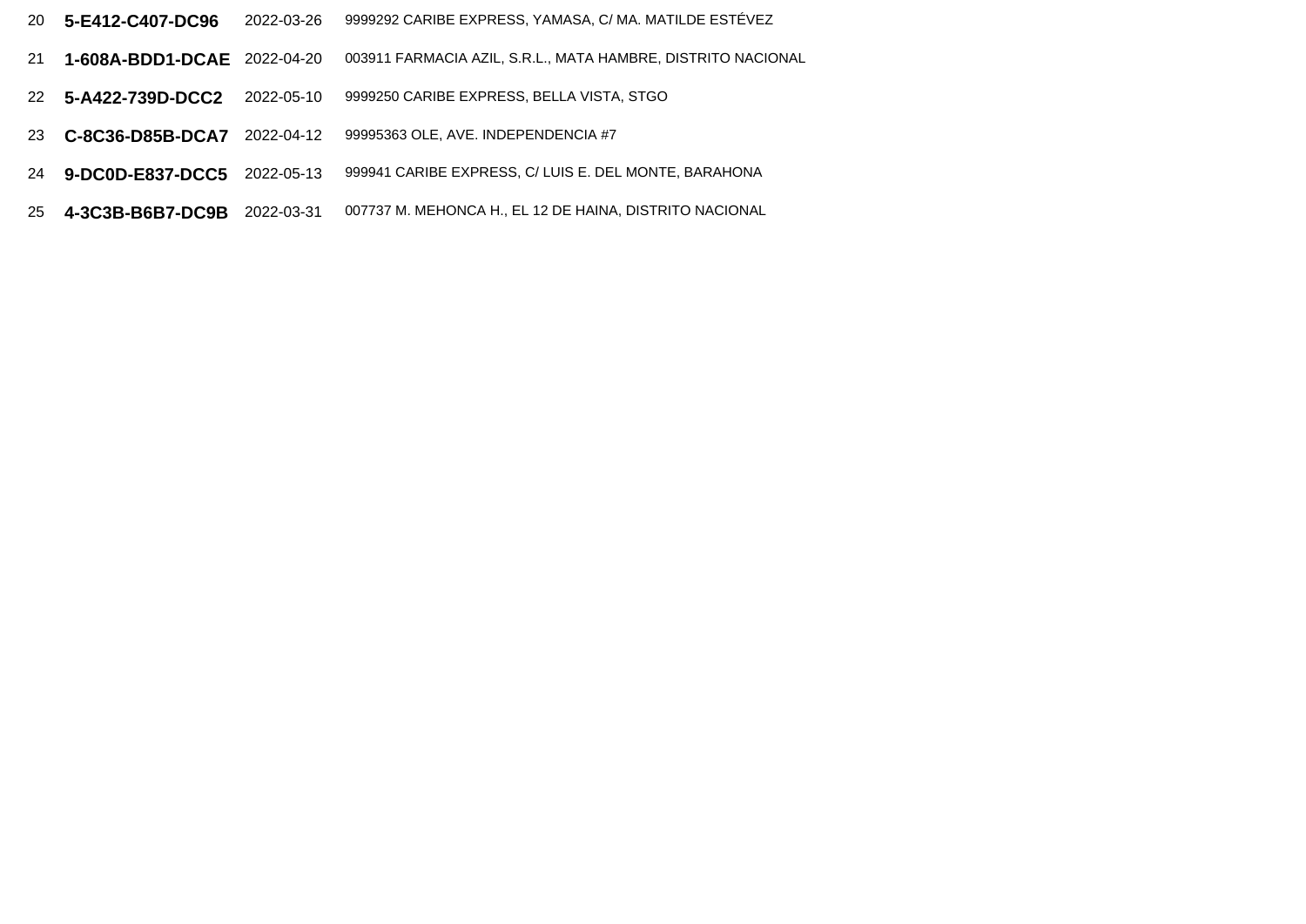| | | | |
|---|---|---|---|
| 20 | **5-E412-C407-DC96** | 2022-03-26 | 9999292 CARIBE EXPRESS, YAMASA, C/ MA. MATILDE ESTÉVEZ |
| 21 | **1-608A-BDD1-DCAE** | 2022-04-20 | 003911 FARMACIA AZIL, S.R.L., MATA HAMBRE, DISTRITO NACIONAL |
| 22 | **5-A422-739D-DCC2** | 2022-05-10 | 9999250 CARIBE EXPRESS, BELLA VISTA, STGO |
| 23 | **C-8C36-D85B-DCA7** | 2022-04-12 | 99995363 OLE, AVE. INDEPENDENCIA #7 |
| 24 | **9-DC0D-E837-DCC5** | 2022-05-13 | 999941 CARIBE EXPRESS, C/ LUIS E. DEL MONTE, BARAHONA |
| 25 | **4-3C3B-B6B7-DC9B** | 2022-03-31 | 007737 M. MEHONCA H., EL 12 DE HAINA, DISTRITO NACIONAL |